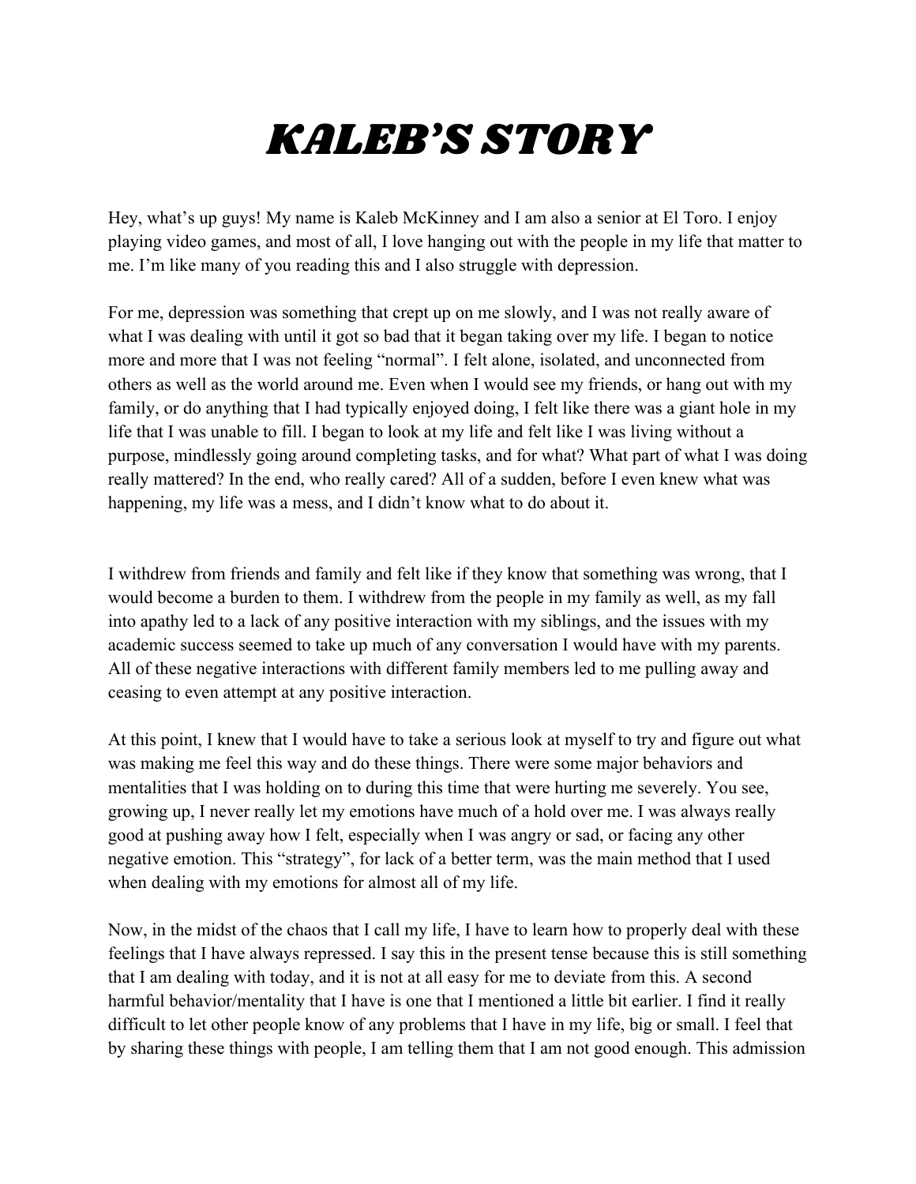# KALEB'S STORY

Hey, what's up guys! My name is Kaleb McKinney and I am also a senior at El Toro. I enjoy playing video games, and most of all, I love hanging out with the people in my life that matter to me. I'm like many of you reading this and I also struggle with depression.

For me, depression was something that crept up on me slowly, and I was not really aware of what I was dealing with until it got so bad that it began taking over my life. I began to notice more and more that I was not feeling "normal". I felt alone, isolated, and unconnected from others as well as the world around me. Even when I would see my friends, or hang out with my family, or do anything that I had typically enjoyed doing, I felt like there was a giant hole in my life that I was unable to fill. I began to look at my life and felt like I was living without a purpose, mindlessly going around completing tasks, and for what? What part of what I was doing really mattered? In the end, who really cared? All of a sudden, before I even knew what was happening, my life was a mess, and I didn't know what to do about it.

I withdrew from friends and family and felt like if they know that something was wrong, that I would become a burden to them. I withdrew from the people in my family as well, as my fall into apathy led to a lack of any positive interaction with my siblings, and the issues with my academic success seemed to take up much of any conversation I would have with my parents. All of these negative interactions with different family members led to me pulling away and ceasing to even attempt at any positive interaction.

At this point, I knew that I would have to take a serious look at myself to try and figure out what was making me feel this way and do these things. There were some major behaviors and mentalities that I was holding on to during this time that were hurting me severely. You see, growing up, I never really let my emotions have much of a hold over me. I was always really good at pushing away how I felt, especially when I was angry or sad, or facing any other negative emotion. This "strategy", for lack of a better term, was the main method that I used when dealing with my emotions for almost all of my life.

Now, in the midst of the chaos that I call my life, I have to learn how to properly deal with these feelings that I have always repressed. I say this in the present tense because this is still something that I am dealing with today, and it is not at all easy for me to deviate from this. A second harmful behavior/mentality that I have is one that I mentioned a little bit earlier. I find it really difficult to let other people know of any problems that I have in my life, big or small. I feel that by sharing these things with people, I am telling them that I am not good enough. This admission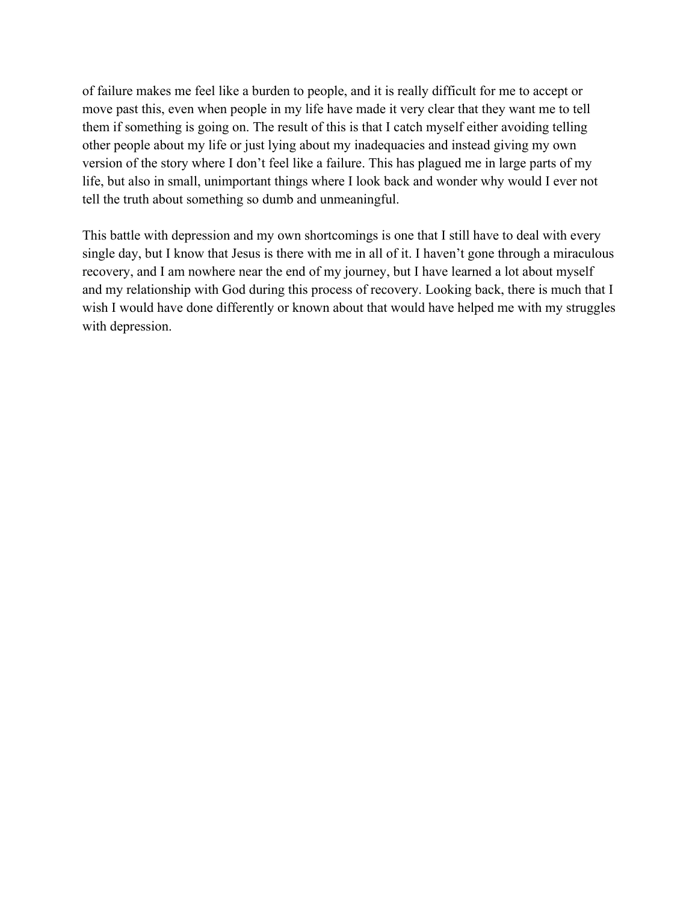of failure makes me feel like a burden to people, and it is really difficult for me to accept or move past this, even when people in my life have made it very clear that they want me to tell them if something is going on. The result of this is that I catch myself either avoiding telling other people about my life or just lying about my inadequacies and instead giving my own version of the story where I don't feel like a failure. This has plagued me in large parts of my life, but also in small, unimportant things where I look back and wonder why would I ever not tell the truth about something so dumb and unmeaningful.

This battle with depression and my own shortcomings is one that I still have to deal with every single day, but I know that Jesus is there with me in all of it. I haven't gone through a miraculous recovery, and I am nowhere near the end of my journey, but I have learned a lot about myself and my relationship with God during this process of recovery. Looking back, there is much that I wish I would have done differently or known about that would have helped me with my struggles with depression.